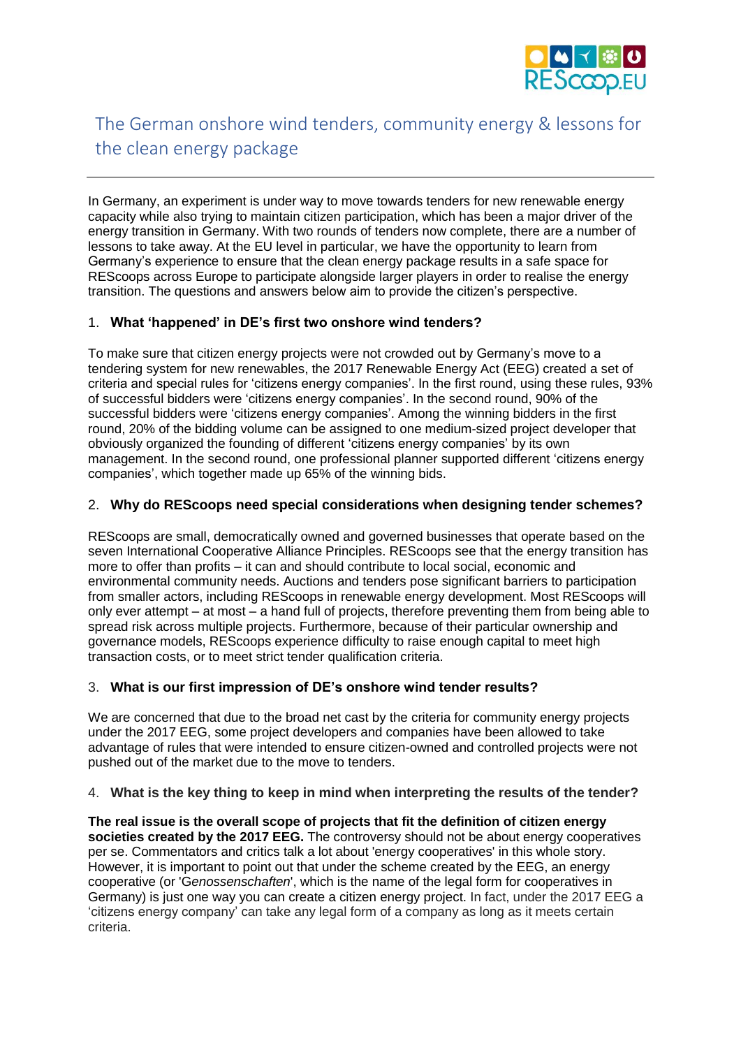# The German onshore wind tenders, community energy & lessons for the clean energy package

In Germany, an experiment is under way to move towards tenders for new renewable energy capacity while also trying to maintain citizen participation, which has been a major driver of the energy transition in Germany. With two rounds of tenders now complete, there are a number of lessons to take away. At the EU level in particular, we have the opportunity to learn from Germany's experience to ensure that the clean energy package results in a safe space for REScoops across Europe to participate alongside larger players in order to realise the energy transition. The questions and answers below aim to provide the citizen's perspective.

## 1. What 'happened' in DE's first two onshore wind tenders?

To make sure that citizen energy projects were not crowded out by Germany's move to a tendering system for new renewables, the 2017 Renewable Energy Act (EEG) created a set of criteria and special rules for 'citizens energy companies'. In the first round, using these rules, 93% of successful bidders were 'citizens energy companies'. In the second round, 90% of the successful bidders were 'citizens energy companies'. Among the winning bidders in the first round, 20% of the bidding volume can be assigned to one medium-sized project developer that obviously organized the founding of different 'citizens energy companies' by its own management. In the second round, one professional planner supported different 'citizens energy companies', which together made up 65% of the winning bids.

## 2. Why do REScoops need special considerations when designing tender schemes?

REScoops are small, democratically owned and governed businesses that operate based on the seven International Cooperative Alliance Principles. REScoops see that the energy transition has more to offer than profits – it can and should contribute to local social, economic and environmental community needs. Auctions and tenders pose significant barriers to participation from smaller actors, including REScoops in renewable energy development. Most REScoops will only ever attempt – at most – a hand full of projects, therefore preventing them from being able to spread risk across multiple projects. Furthermore, because of their particular ownership and governance models, REScoops experience difficulty to raise enough capital to meet high transaction costs, or to meet strict tender qualification criteria.

## 3. What is our first impression of DE's onshore wind tender results?

We are concerned that due to the broad net cast by the criteria for community energy projects under the 2017 EEG, some project developers and companies have been allowed to take advantage of rules that were intended to ensure citizen-owned and controlled projects were not pushed out of the market due to the move to tenders.

## 4. What is the key thing to keep in mind when interpreting the results of the tender?

**The real issue is the overall scope of projects that fit the definition of citizen energy societies created by the 2017 EEG.** The controversy should not be about energy cooperatives per se. Commentators and critics talk a lot about 'energy cooperatives' in this whole story. However, it is important to point out that under the scheme created by the EEG, an energy cooperative (or 'G*enossenschaften*', which is the name of the legal form for cooperatives in Germany) is just one way you can create a citizen energy project. In fact, under the 2017 EEG a 'citizens energy company' can take any legal form of a company as long as it meets certain criteria.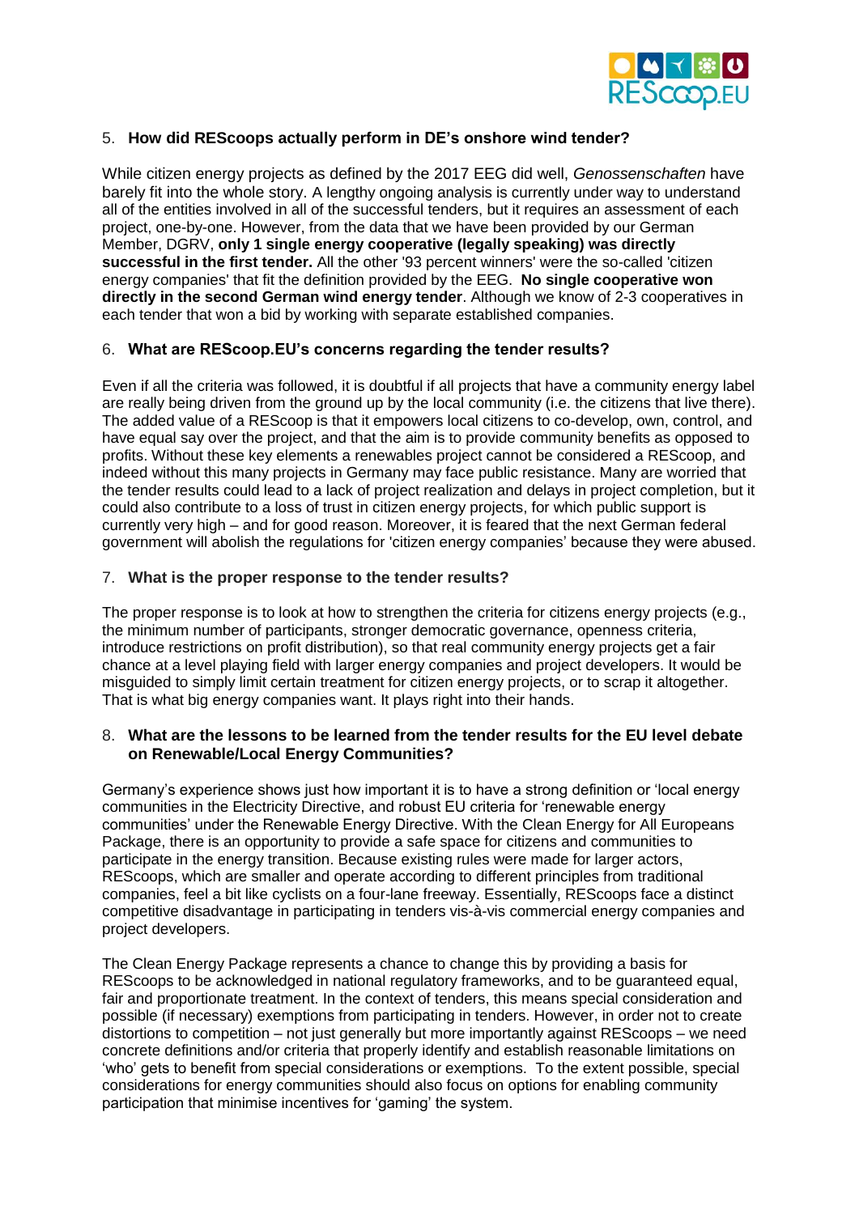5. **How did REScoops actually perform in DE's onshore wind tender?**

While citizen energy projects as defined by the 2017 EEG did well, *Genossenschaften* have barely fit into the whole story. A lengthy ongoing analysis is currently under way to understand all of the entities involved in all of the successful tenders, but it requires an assessment of each project, one-by-one. However, from the data that we have been provided by our German Member, DGRV, **only 1 single energy cooperative (legally speaking) was directly successful in the first tender.** All the other '93 percent winners' were the so-called 'citizen energy companies' that fit the definition provided by the EEG. **No single cooperative won directly in the second German wind energy tender**. Although we know of 2-3 cooperatives in each tender that won a bid by working with separate established companies.

6. **What are REScoop.EU's concerns regarding the tender results?**

Even if all the criteria was followed, it is doubtful if all projects that have a community energy label are really being driven from the ground up by the local community (i.e. the citizens that live there). The added value of a REScoop is that it empowers local citizens to co-develop, own, control, and have equal say over the project, and that the aim is to provide community benefits as opposed to profits. Without these key elements a renewables project cannot be considered a REScoop, and indeed without this many projects in Germany may face public resistance. Many are worried that the tender results could lead to a lack of project realization and delays in project completion, but it could also contribute to a loss of trust in citizen energy projects, for which public support is currently very high – and for good reason. Moreover, it is feared that the next German federal government will abolish the regulations for 'citizen energy companies' because they were abused.

7. **What is the proper response to the tender results?**

The proper response is to look at how to strengthen the criteria for citizens energy projects (e.g., the minimum number of participants, stronger democratic governance, openness criteria, introduce restrictions on profit distribution), so that real community energy projects get a fair chance at a level playing field with larger energy companies and project developers. It would be misguided to simply limit certain treatment for citizen energy projects, or to scrap it altogether. That is what big energy companies want. It plays right into their hands.

8. **What are the lessons to be learned from the tender results for the EU level debate on Renewable/Local Energy Communities?**

Germany's experience shows just how important it is to have a strong definition or 'local energy communities in the Electricity Directive, and robust EU criteria for 'renewable energy communities' under the Renewable Energy Directive. With the Clean Energy for All Europeans Package, there is an opportunity to provide a safe space for citizens and communities to participate in the energy transition. Because existing rules were made for larger actors, REScoops, which are smaller and operate according to different principles from traditional companies, feel a bit like cyclists on a four-lane freeway. Essentially, REScoops face a distinct competitive disadvantage in participating in tenders vis-à-vis commercial energy companies and project developers.

The Clean Energy Package represents a chance to change this by providing a basis for REScoops to be acknowledged in national regulatory frameworks, and to be guaranteed equal, fair and proportionate treatment. In the context of tenders, this means special consideration and possible (if necessary) exemptions from participating in tenders. However, in order not to create distortions to competition – not just generally but more importantly against REScoops – we need concrete definitions and/or criteria that properly identify and establish reasonable limitations on 'who' gets to benefit from special considerations or exemptions. To the extent possible, special considerations for energy communities should also focus on options for enabling community participation that minimise incentives for 'gaming' the system.